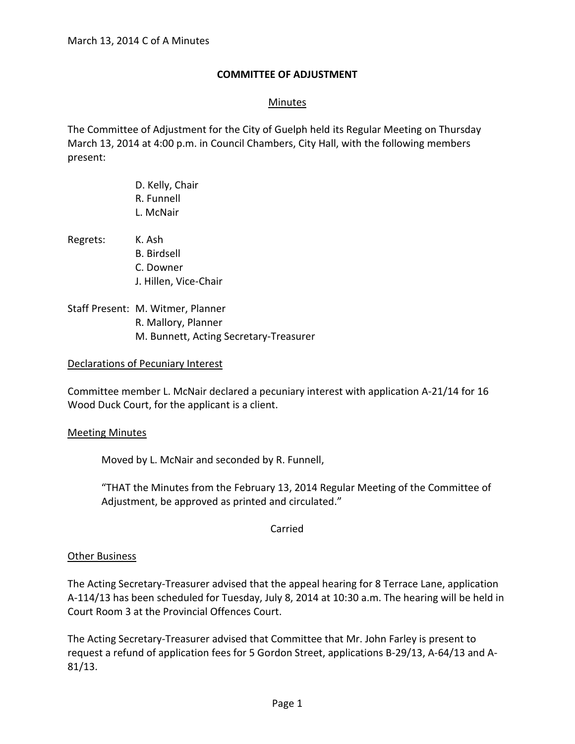# COMMITTEE OF ADJUSTMENT

## Minutes

The Committee of Adjustment for the City of Guelph held its Regular Meeting on Thursday March 13, 2014 at 4:00 p.m. in Council Chambers, City Hall, with the following members present:

D. Kelly, Chair
R. Funnell
L. McNair

Regrets: K. Ash
B. Birdsell
C. Downer
J. Hillen, Vice-Chair

Staff Present: M. Witmer, Planner
R. Mallory, Planner
M. Bunnett, Acting Secretary-Treasurer

### Declarations of Pecuniary Interest

Committee member L. McNair declared a pecuniary interest with application A-21/14 for 16 Wood Duck Court, for the applicant is a client.

### Meeting Minutes

Moved by L. McNair and seconded by R. Funnell,

"THAT the Minutes from the February 13, 2014 Regular Meeting of the Committee of Adjustment, be approved as printed and circulated."

Carried

### Other Business

The Acting Secretary-Treasurer advised that the appeal hearing for 8 Terrace Lane, application A-114/13 has been scheduled for Tuesday, July 8, 2014 at 10:30 a.m. The hearing will be held in Court Room 3 at the Provincial Offences Court.

The Acting Secretary-Treasurer advised that Committee that Mr. John Farley is present to request a refund of application fees for 5 Gordon Street, applications B-29/13, A-64/13 and A-81/13.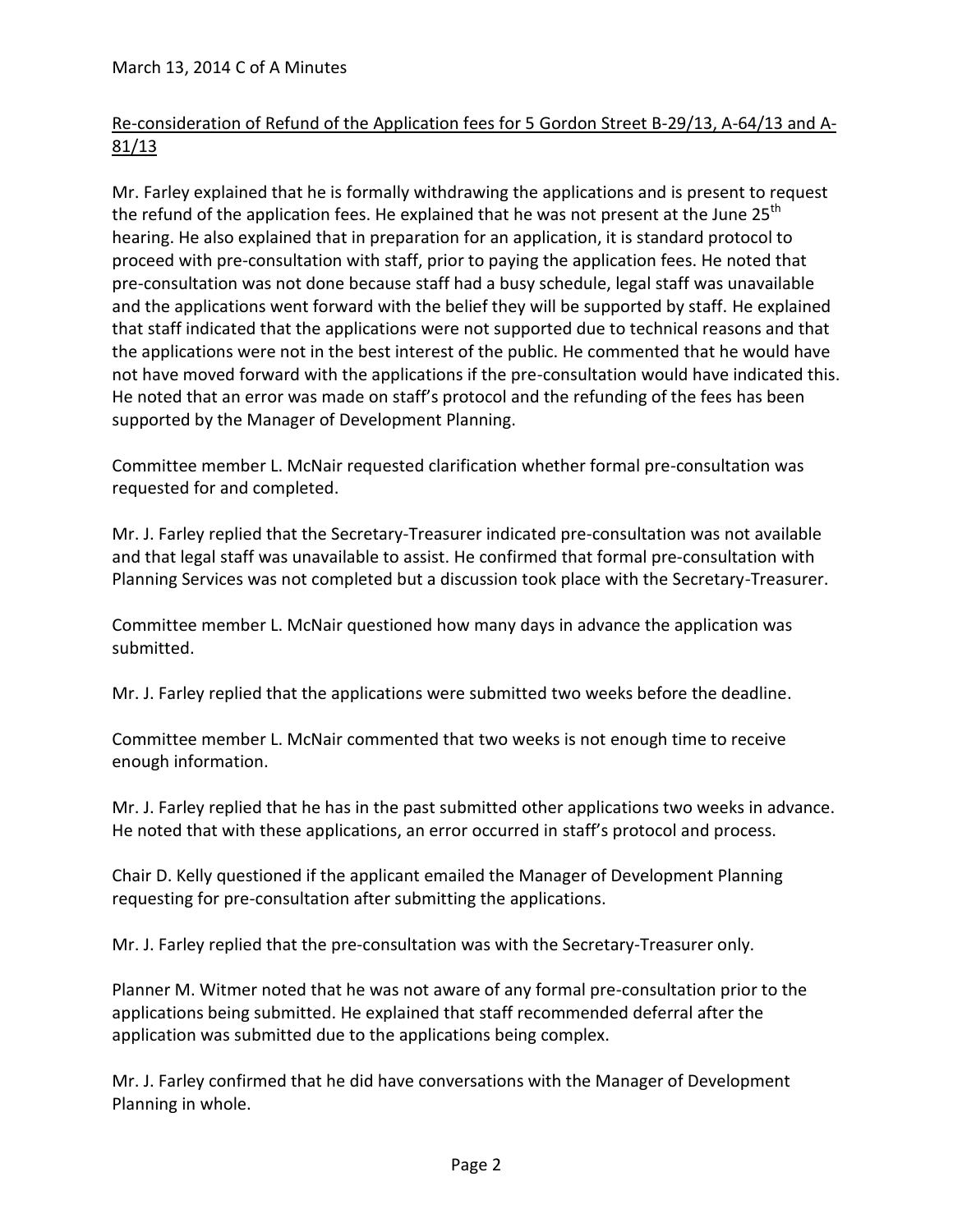## Re-consideration of Refund of the Application fees for 5 Gordon Street B-29/13, A-64/13 and A-81/13

Mr. Farley explained that he is formally withdrawing the applications and is present to request the refund of the application fees. He explained that he was not present at the June 25th hearing. He also explained that in preparation for an application, it is standard protocol to proceed with pre-consultation with staff, prior to paying the application fees. He noted that pre-consultation was not done because staff had a busy schedule, legal staff was unavailable and the applications went forward with the belief they will be supported by staff. He explained that staff indicated that the applications were not supported due to technical reasons and that the applications were not in the best interest of the public. He commented that he would have not have moved forward with the applications if the pre-consultation would have indicated this. He noted that an error was made on staff's protocol and the refunding of the fees has been supported by the Manager of Development Planning.

Committee member L. McNair requested clarification whether formal pre-consultation was requested for and completed.

Mr. J. Farley replied that the Secretary-Treasurer indicated pre-consultation was not available and that legal staff was unavailable to assist. He confirmed that formal pre-consultation with Planning Services was not completed but a discussion took place with the Secretary-Treasurer.

Committee member L. McNair questioned how many days in advance the application was submitted.

Mr. J. Farley replied that the applications were submitted two weeks before the deadline.

Committee member L. McNair commented that two weeks is not enough time to receive enough information.

Mr. J. Farley replied that he has in the past submitted other applications two weeks in advance. He noted that with these applications, an error occurred in staff's protocol and process.

Chair D. Kelly questioned if the applicant emailed the Manager of Development Planning requesting for pre-consultation after submitting the applications.

Mr. J. Farley replied that the pre-consultation was with the Secretary-Treasurer only.

Planner M. Witmer noted that he was not aware of any formal pre-consultation prior to the applications being submitted. He explained that staff recommended deferral after the application was submitted due to the applications being complex.

Mr. J. Farley confirmed that he did have conversations with the Manager of Development Planning in whole.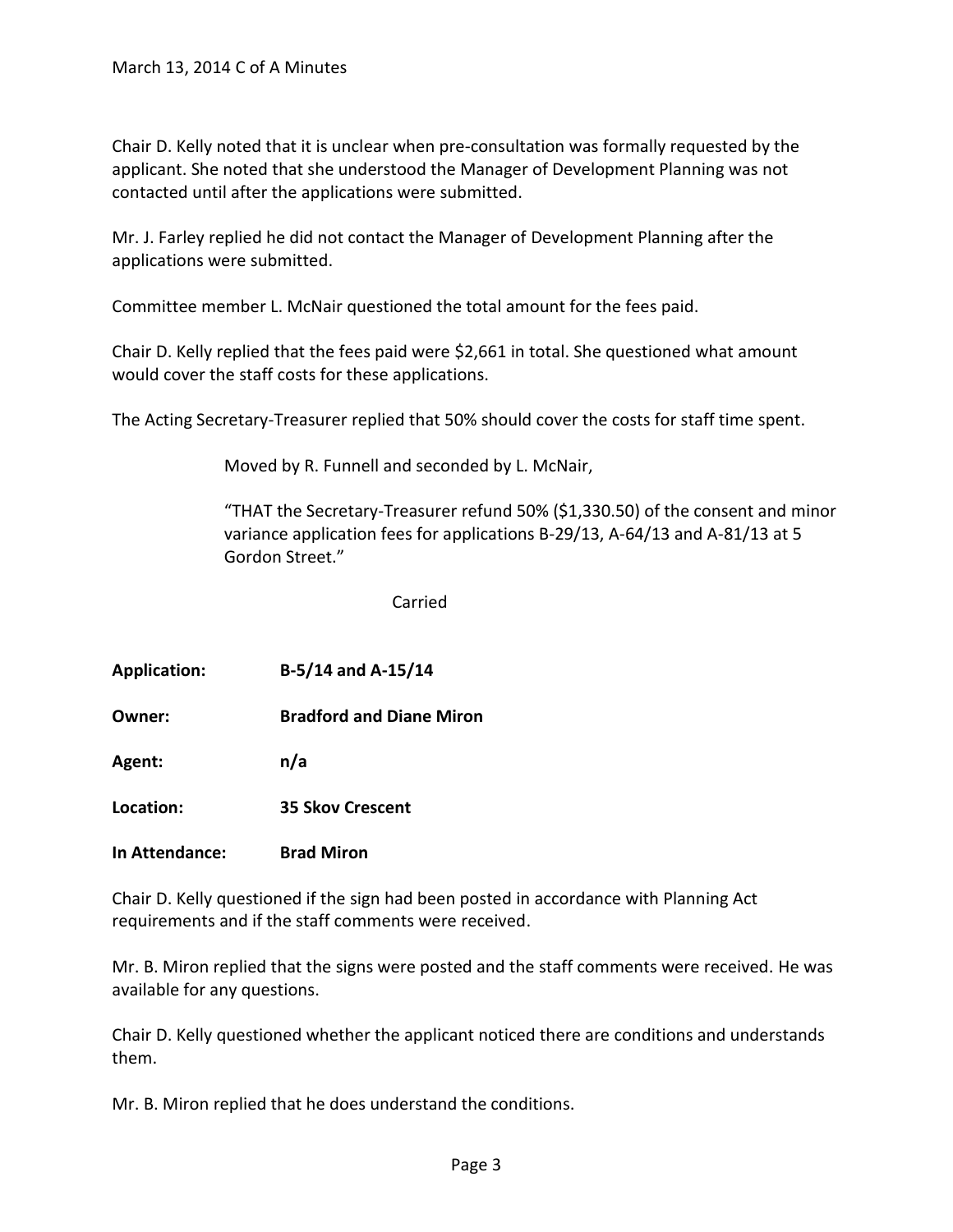Chair D. Kelly noted that it is unclear when pre-consultation was formally requested by the applicant. She noted that she understood the Manager of Development Planning was not contacted until after the applications were submitted.

Mr. J. Farley replied he did not contact the Manager of Development Planning after the applications were submitted.

Committee member L. McNair questioned the total amount for the fees paid.

Chair D. Kelly replied that the fees paid were $2,661 in total. She questioned what amount would cover the staff costs for these applications.

The Acting Secretary-Treasurer replied that 50% should cover the costs for staff time spent.

> Moved by R. Funnell and seconded by L. McNair,
>
> "THAT the Secretary-Treasurer refund 50% ($1,330.50) of the consent and minor variance application fees for applications B-29/13, A-64/13 and A-81/13 at 5 Gordon Street."
>
> Carried

**Application:** **B-5/14 and A-15/14**

**Owner:** **Bradford and Diane Miron**

**Agent:** **n/a**

**Location:** **35 Skov Crescent**

**In Attendance:** **Brad Miron**

Chair D. Kelly questioned if the sign had been posted in accordance with Planning Act requirements and if the staff comments were received.

Mr. B. Miron replied that the signs were posted and the staff comments were received. He was available for any questions.

Chair D. Kelly questioned whether the applicant noticed there are conditions and understands them.

Mr. B. Miron replied that he does understand the conditions.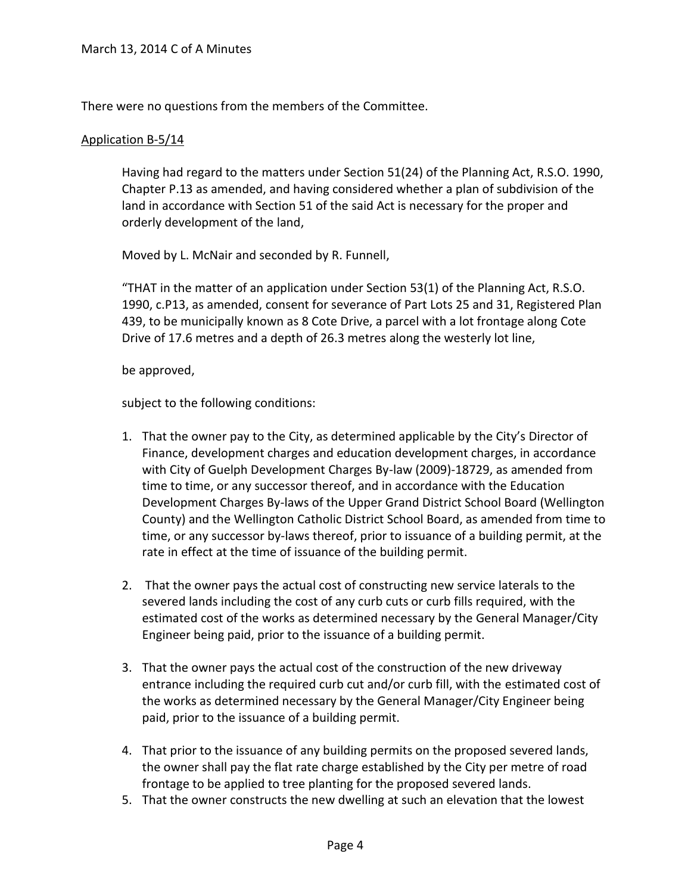There were no questions from the members of the Committee.

Application B-5/14

Having had regard to the matters under Section 51(24) of the Planning Act, R.S.O. 1990, Chapter P.13 as amended, and having considered whether a plan of subdivision of the land in accordance with Section 51 of the said Act is necessary for the proper and orderly development of the land,

Moved by L. McNair and seconded by R. Funnell,

"THAT in the matter of an application under Section 53(1) of the Planning Act, R.S.O. 1990, c.P13, as amended, consent for severance of Part Lots 25 and 31, Registered Plan 439, to be municipally known as 8 Cote Drive, a parcel with a lot frontage along Cote Drive of 17.6 metres and a depth of 26.3 metres along the westerly lot line,

be approved,

subject to the following conditions:

1. That the owner pay to the City, as determined applicable by the City's Director of Finance, development charges and education development charges, in accordance with City of Guelph Development Charges By-law (2009)-18729, as amended from time to time, or any successor thereof, and in accordance with the Education Development Charges By-laws of the Upper Grand District School Board (Wellington County) and the Wellington Catholic District School Board, as amended from time to time, or any successor by-laws thereof, prior to issuance of a building permit, at the rate in effect at the time of issuance of the building permit.

2. That the owner pays the actual cost of constructing new service laterals to the severed lands including the cost of any curb cuts or curb fills required, with the estimated cost of the works as determined necessary by the General Manager/City Engineer being paid, prior to the issuance of a building permit.

3. That the owner pays the actual cost of the construction of the new driveway entrance including the required curb cut and/or curb fill, with the estimated cost of the works as determined necessary by the General Manager/City Engineer being paid, prior to the issuance of a building permit.

4. That prior to the issuance of any building permits on the proposed severed lands, the owner shall pay the flat rate charge established by the City per metre of road frontage to be applied to tree planting for the proposed severed lands.

5. That the owner constructs the new dwelling at such an elevation that the lowest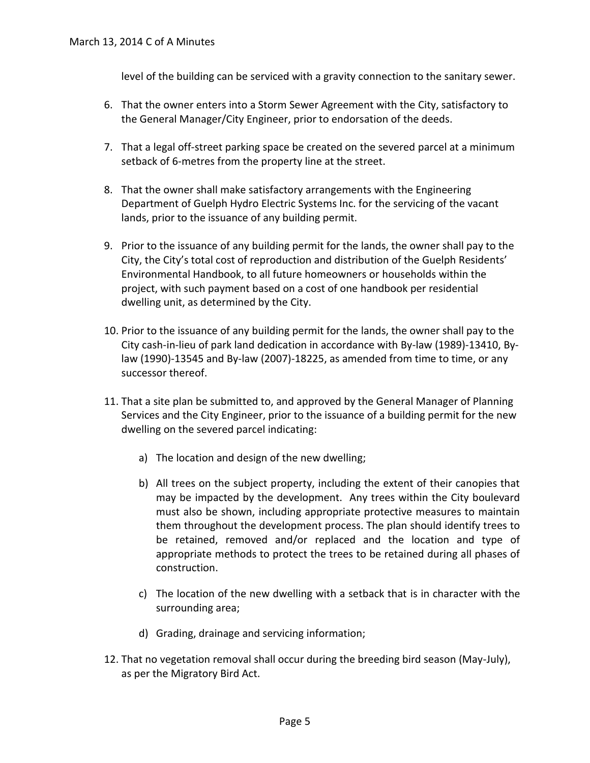level of the building can be serviced with a gravity connection to the sanitary sewer.

6. That the owner enters into a Storm Sewer Agreement with the City, satisfactory to the General Manager/City Engineer, prior to endorsation of the deeds.

7. That a legal off-street parking space be created on the severed parcel at a minimum setback of 6-metres from the property line at the street.

8. That the owner shall make satisfactory arrangements with the Engineering Department of Guelph Hydro Electric Systems Inc. for the servicing of the vacant lands, prior to the issuance of any building permit.

9. Prior to the issuance of any building permit for the lands, the owner shall pay to the City, the City's total cost of reproduction and distribution of the Guelph Residents' Environmental Handbook, to all future homeowners or households within the project, with such payment based on a cost of one handbook per residential dwelling unit, as determined by the City.

10. Prior to the issuance of any building permit for the lands, the owner shall pay to the City cash-in-lieu of park land dedication in accordance with By-law (1989)-13410, By-law (1990)-13545 and By-law (2007)-18225, as amended from time to time, or any successor thereof.

11. That a site plan be submitted to, and approved by the General Manager of Planning Services and the City Engineer, prior to the issuance of a building permit for the new dwelling on the severed parcel indicating:

    a) The location and design of the new dwelling;

    b) All trees on the subject property, including the extent of their canopies that may be impacted by the development. Any trees within the City boulevard must also be shown, including appropriate protective measures to maintain them throughout the development process. The plan should identify trees to be retained, removed and/or replaced and the location and type of appropriate methods to protect the trees to be retained during all phases of construction.

    c) The location of the new dwelling with a setback that is in character with the surrounding area;

    d) Grading, drainage and servicing information;

12. That no vegetation removal shall occur during the breeding bird season (May-July), as per the Migratory Bird Act.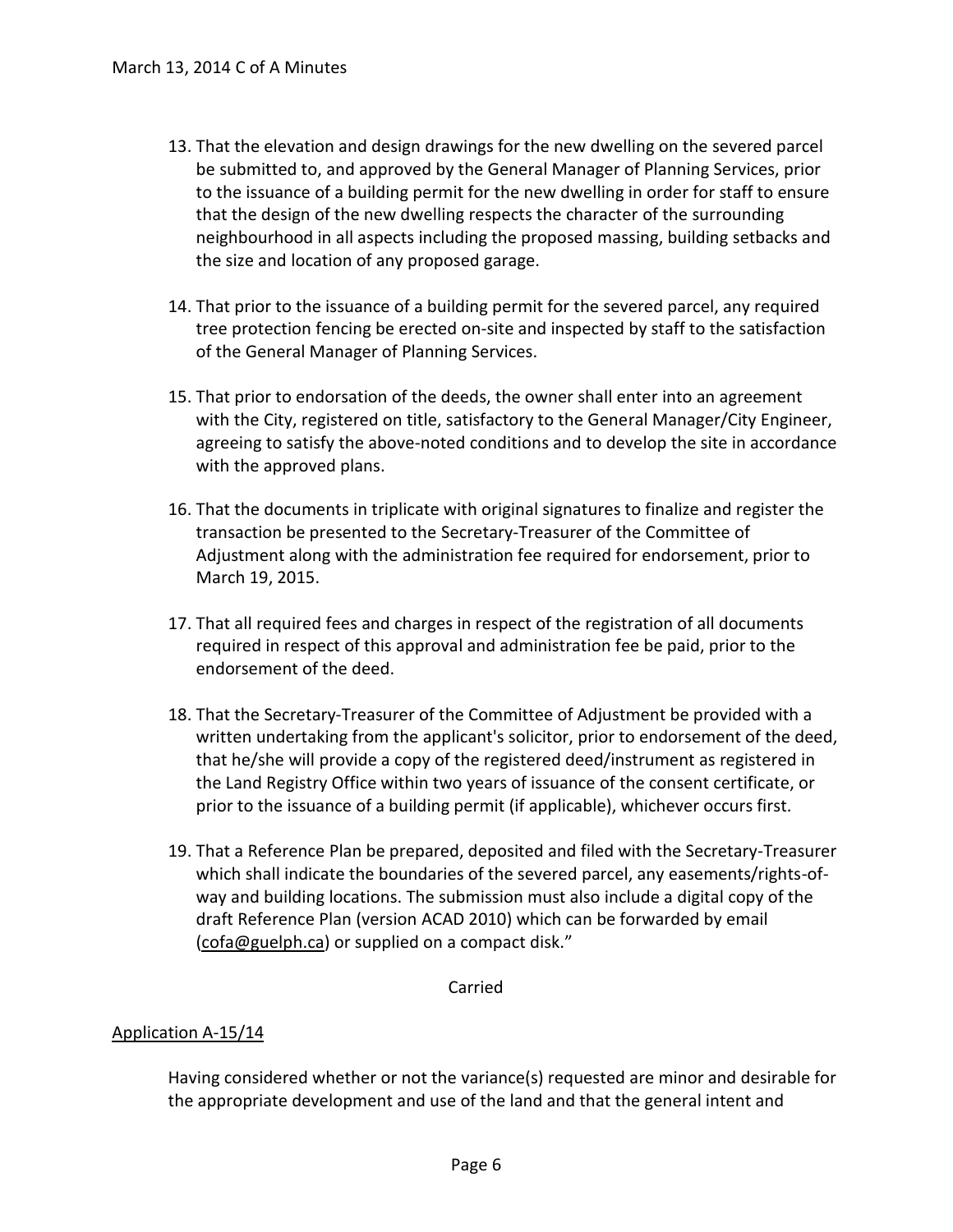13. That the elevation and design drawings for the new dwelling on the severed parcel be submitted to, and approved by the General Manager of Planning Services, prior to the issuance of a building permit for the new dwelling in order for staff to ensure that the design of the new dwelling respects the character of the surrounding neighbourhood in all aspects including the proposed massing, building setbacks and the size and location of any proposed garage.

14. That prior to the issuance of a building permit for the severed parcel, any required tree protection fencing be erected on-site and inspected by staff to the satisfaction of the General Manager of Planning Services.

15. That prior to endorsation of the deeds, the owner shall enter into an agreement with the City, registered on title, satisfactory to the General Manager/City Engineer, agreeing to satisfy the above-noted conditions and to develop the site in accordance with the approved plans.

16. That the documents in triplicate with original signatures to finalize and register the transaction be presented to the Secretary-Treasurer of the Committee of Adjustment along with the administration fee required for endorsement, prior to March 19, 2015.

17. That all required fees and charges in respect of the registration of all documents required in respect of this approval and administration fee be paid, prior to the endorsement of the deed.

18. That the Secretary-Treasurer of the Committee of Adjustment be provided with a written undertaking from the applicant's solicitor, prior to endorsement of the deed, that he/she will provide a copy of the registered deed/instrument as registered in the Land Registry Office within two years of issuance of the consent certificate, or prior to the issuance of a building permit (if applicable), whichever occurs first.

19. That a Reference Plan be prepared, deposited and filed with the Secretary-Treasurer which shall indicate the boundaries of the severed parcel, any easements/rights-of-way and building locations. The submission must also include a digital copy of the draft Reference Plan (version ACAD 2010) which can be forwarded by email (cofa@guelph.ca) or supplied on a compact disk."

Carried

Application A-15/14

Having considered whether or not the variance(s) requested are minor and desirable for the appropriate development and use of the land and that the general intent and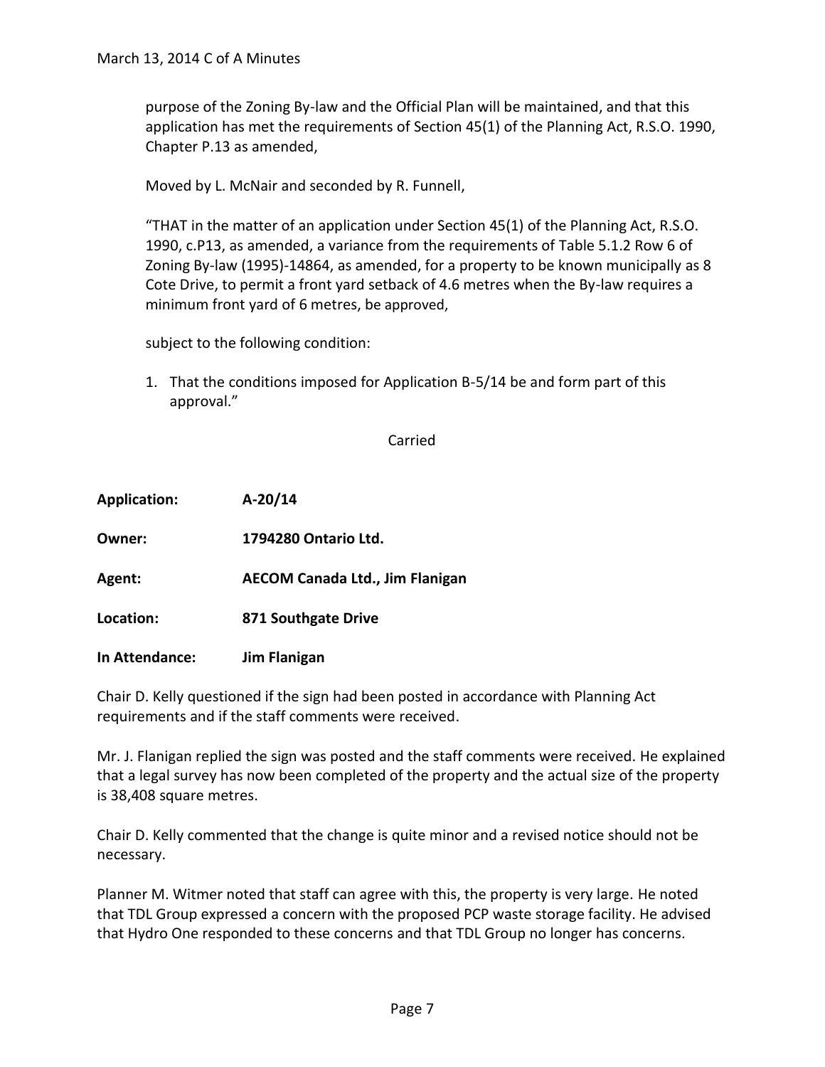purpose of the Zoning By-law and the Official Plan will be maintained, and that this application has met the requirements of Section 45(1) of the Planning Act, R.S.O. 1990, Chapter P.13 as amended,

Moved by L. McNair and seconded by R. Funnell,

"THAT in the matter of an application under Section 45(1) of the Planning Act, R.S.O. 1990, c.P13, as amended, a variance from the requirements of Table 5.1.2 Row 6 of Zoning By-law (1995)-14864, as amended, for a property to be known municipally as 8 Cote Drive, to permit a front yard setback of 4.6 metres when the By-law requires a minimum front yard of 6 metres, be approved,

subject to the following condition:

1. That the conditions imposed for Application B-5/14 be and form part of this approval."

Carried

**Application:** **A-20/14**

**Owner:** **1794280 Ontario Ltd.**

**Agent:** **AECOM Canada Ltd., Jim Flanigan**

**Location:** **871 Southgate Drive**

**In Attendance:** **Jim Flanigan**

Chair D. Kelly questioned if the sign had been posted in accordance with Planning Act requirements and if the staff comments were received.

Mr. J. Flanigan replied the sign was posted and the staff comments were received. He explained that a legal survey has now been completed of the property and the actual size of the property is 38,408 square metres.

Chair D. Kelly commented that the change is quite minor and a revised notice should not be necessary.

Planner M. Witmer noted that staff can agree with this, the property is very large. He noted that TDL Group expressed a concern with the proposed PCP waste storage facility. He advised that Hydro One responded to these concerns and that TDL Group no longer has concerns.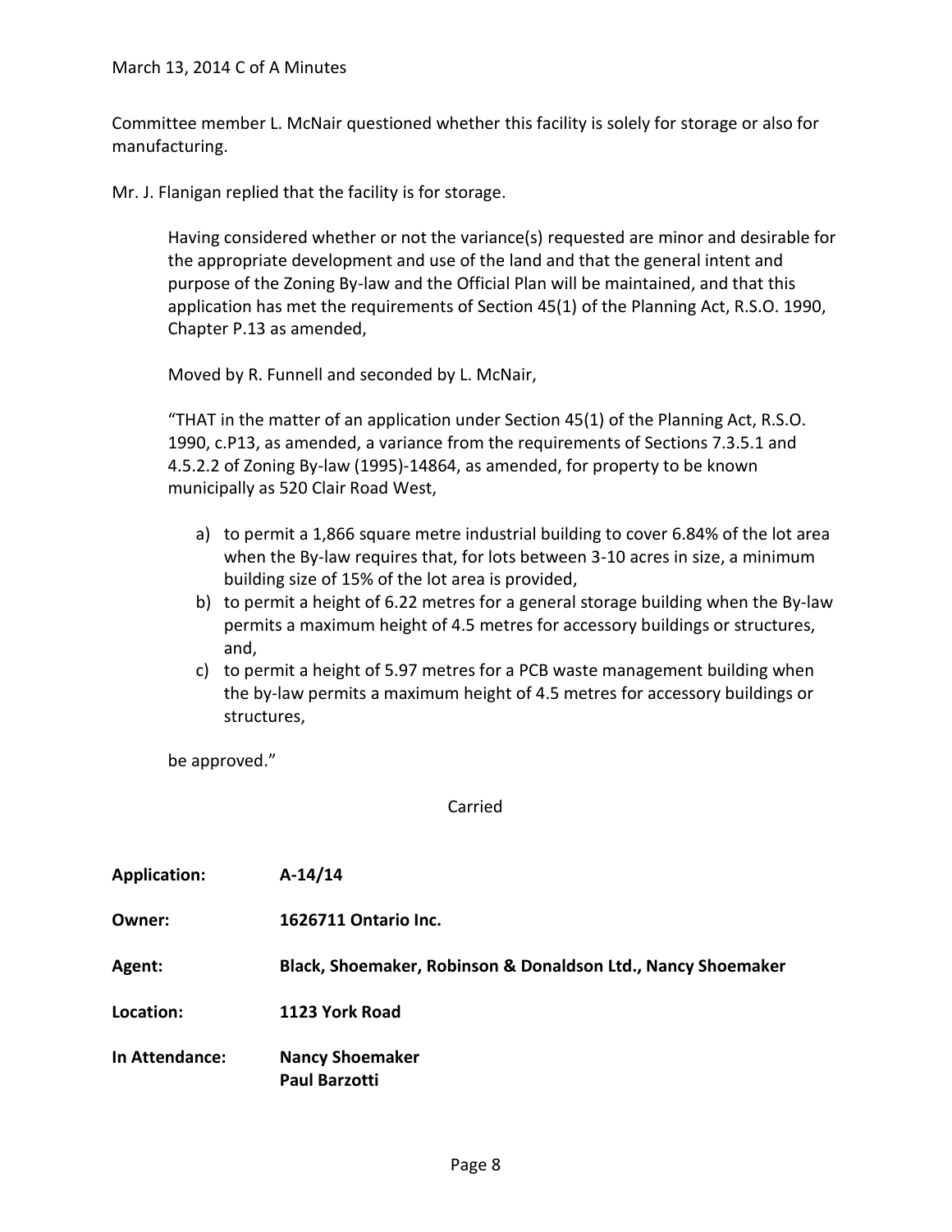Committee member L. McNair questioned whether this facility is solely for storage or also for manufacturing.

Mr. J. Flanigan replied that the facility is for storage.

> Having considered whether or not the variance(s) requested are minor and desirable for the appropriate development and use of the land and that the general intent and purpose of the Zoning By-law and the Official Plan will be maintained, and that this application has met the requirements of Section 45(1) of the Planning Act, R.S.O. 1990, Chapter P.13 as amended,
>
> Moved by R. Funnell and seconded by L. McNair,
>
> "THAT in the matter of an application under Section 45(1) of the Planning Act, R.S.O. 1990, c.P13, as amended, a variance from the requirements of Sections 7.3.5.1 and 4.5.2.2 of Zoning By-law (1995)-14864, as amended, for property to be known municipally as 520 Clair Road West,
>
> a) to permit a 1,866 square metre industrial building to cover 6.84% of the lot area when the By-law requires that, for lots between 3-10 acres in size, a minimum building size of 15% of the lot area is provided,
> b) to permit a height of 6.22 metres for a general storage building when the By-law permits a maximum height of 4.5 metres for accessory buildings or structures, and,
> c) to permit a height of 5.97 metres for a PCB waste management building when the by-law permits a maximum height of 4.5 metres for accessory buildings or structures,
>
> be approved."

Carried

**Application:** **A-14/14**

**Owner:** **1626711 Ontario Inc.**

**Agent:** **Black, Shoemaker, Robinson & Donaldson Ltd., Nancy Shoemaker**

**Location:** **1123 York Road**

**In Attendance:** **Nancy Shoemaker**
**Paul Barzotti**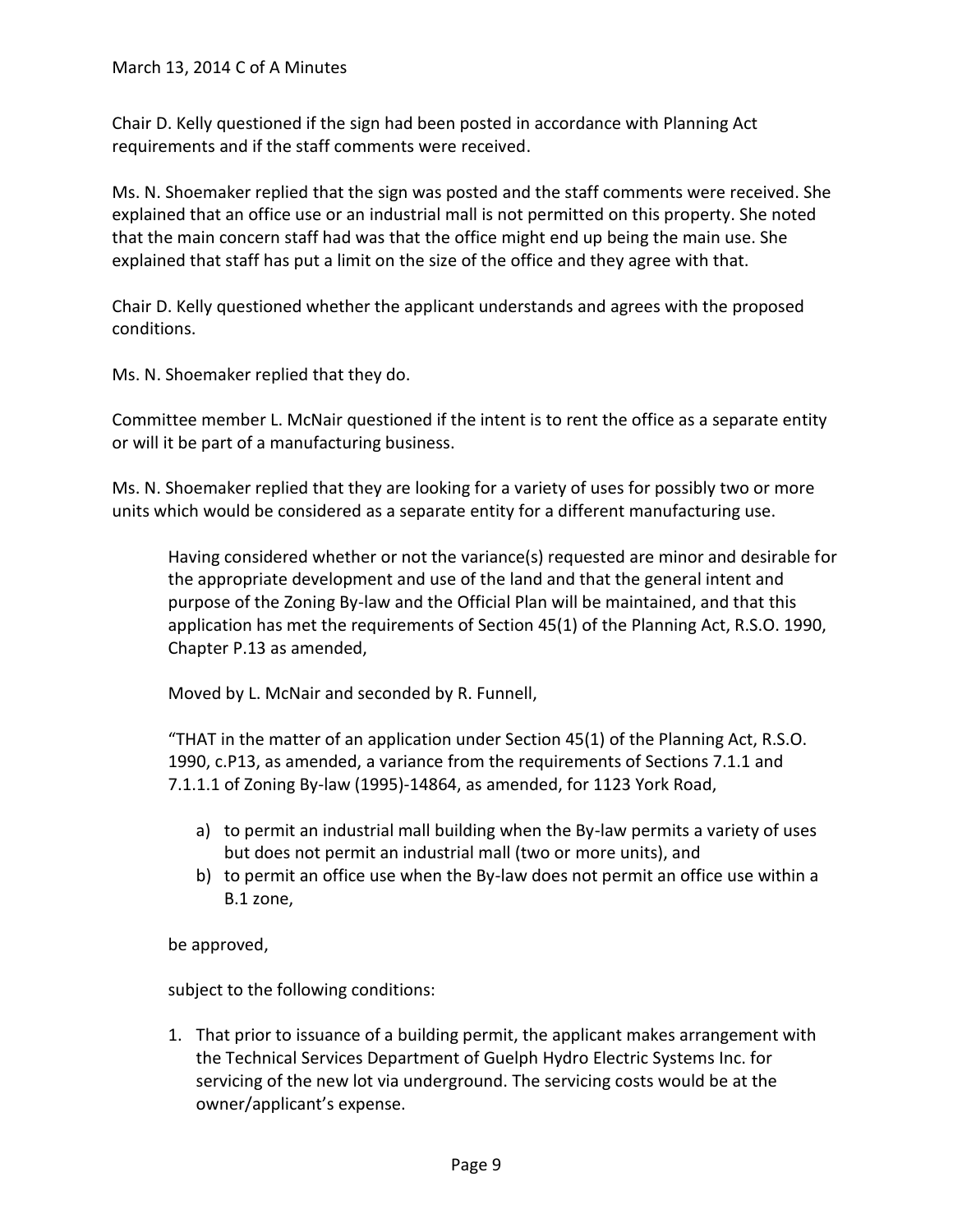Chair D. Kelly questioned if the sign had been posted in accordance with Planning Act requirements and if the staff comments were received.

Ms. N. Shoemaker replied that the sign was posted and the staff comments were received. She explained that an office use or an industrial mall is not permitted on this property. She noted that the main concern staff had was that the office might end up being the main use. She explained that staff has put a limit on the size of the office and they agree with that.

Chair D. Kelly questioned whether the applicant understands and agrees with the proposed conditions.

Ms. N. Shoemaker replied that they do.

Committee member L. McNair questioned if the intent is to rent the office as a separate entity or will it be part of a manufacturing business.

Ms. N. Shoemaker replied that they are looking for a variety of uses for possibly two or more units which would be considered as a separate entity for a different manufacturing use.

> Having considered whether or not the variance(s) requested are minor and desirable for the appropriate development and use of the land and that the general intent and purpose of the Zoning By-law and the Official Plan will be maintained, and that this application has met the requirements of Section 45(1) of the Planning Act, R.S.O. 1990, Chapter P.13 as amended,
>
> Moved by L. McNair and seconded by R. Funnell,
>
> "THAT in the matter of an application under Section 45(1) of the Planning Act, R.S.O. 1990, c.P13, as amended, a variance from the requirements of Sections 7.1.1 and 7.1.1.1 of Zoning By-law (1995)-14864, as amended, for 1123 York Road,
>
> a) to permit an industrial mall building when the By-law permits a variety of uses but does not permit an industrial mall (two or more units), and
> b) to permit an office use when the By-law does not permit an office use within a B.1 zone,
>
> be approved,
>
> subject to the following conditions:
>
> 1. That prior to issuance of a building permit, the applicant makes arrangement with the Technical Services Department of Guelph Hydro Electric Systems Inc. for servicing of the new lot via underground. The servicing costs would be at the owner/applicant's expense.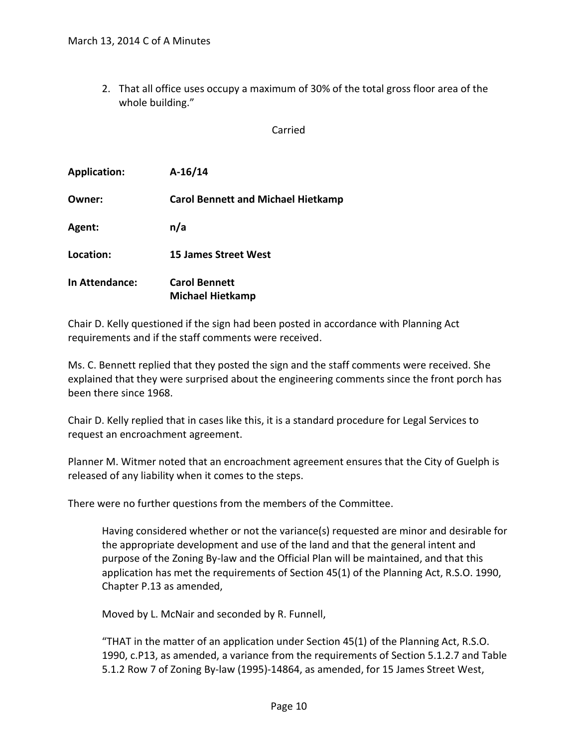2. That all office uses occupy a maximum of 30% of the total gross floor area of the whole building."

Carried

| | |
|---|---|
| **Application:** | **A-16/14** |
| **Owner:** | **Carol Bennett and Michael Hietkamp** |
| **Agent:** | **n/a** |
| **Location:** | **15 James Street West** |
| **In Attendance:** | **Carol Bennett**<br>**Michael Hietkamp** |

Chair D. Kelly questioned if the sign had been posted in accordance with Planning Act requirements and if the staff comments were received.

Ms. C. Bennett replied that they posted the sign and the staff comments were received. She explained that they were surprised about the engineering comments since the front porch has been there since 1968.

Chair D. Kelly replied that in cases like this, it is a standard procedure for Legal Services to request an encroachment agreement.

Planner M. Witmer noted that an encroachment agreement ensures that the City of Guelph is released of any liability when it comes to the steps.

There were no further questions from the members of the Committee.

> Having considered whether or not the variance(s) requested are minor and desirable for the appropriate development and use of the land and that the general intent and purpose of the Zoning By-law and the Official Plan will be maintained, and that this application has met the requirements of Section 45(1) of the Planning Act, R.S.O. 1990, Chapter P.13 as amended,
>
> Moved by L. McNair and seconded by R. Funnell,
>
> "THAT in the matter of an application under Section 45(1) of the Planning Act, R.S.O. 1990, c.P13, as amended, a variance from the requirements of Section 5.1.2.7 and Table 5.1.2 Row 7 of Zoning By-law (1995)-14864, as amended, for 15 James Street West,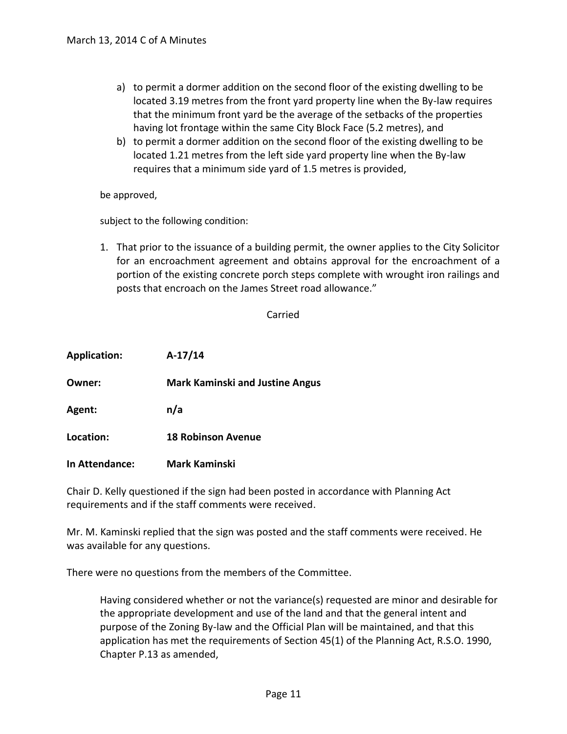a) to permit a dormer addition on the second floor of the existing dwelling to be located 3.19 metres from the front yard property line when the By-law requires that the minimum front yard be the average of the setbacks of the properties having lot frontage within the same City Block Face (5.2 metres), and
b) to permit a dormer addition on the second floor of the existing dwelling to be located 1.21 metres from the left side yard property line when the By-law requires that a minimum side yard of 1.5 metres is provided,

be approved,

subject to the following condition:

1. That prior to the issuance of a building permit, the owner applies to the City Solicitor for an encroachment agreement and obtains approval for the encroachment of a portion of the existing concrete porch steps complete with wrought iron railings and posts that encroach on the James Street road allowance."

Carried

**Application:** **A-17/14**

**Owner:** **Mark Kaminski and Justine Angus**

**Agent:** **n/a**

**Location:** **18 Robinson Avenue**

**In Attendance:** **Mark Kaminski**

Chair D. Kelly questioned if the sign had been posted in accordance with Planning Act requirements and if the staff comments were received.

Mr. M. Kaminski replied that the sign was posted and the staff comments were received. He was available for any questions.

There were no questions from the members of the Committee.

Having considered whether or not the variance(s) requested are minor and desirable for the appropriate development and use of the land and that the general intent and purpose of the Zoning By-law and the Official Plan will be maintained, and that this application has met the requirements of Section 45(1) of the Planning Act, R.S.O. 1990, Chapter P.13 as amended,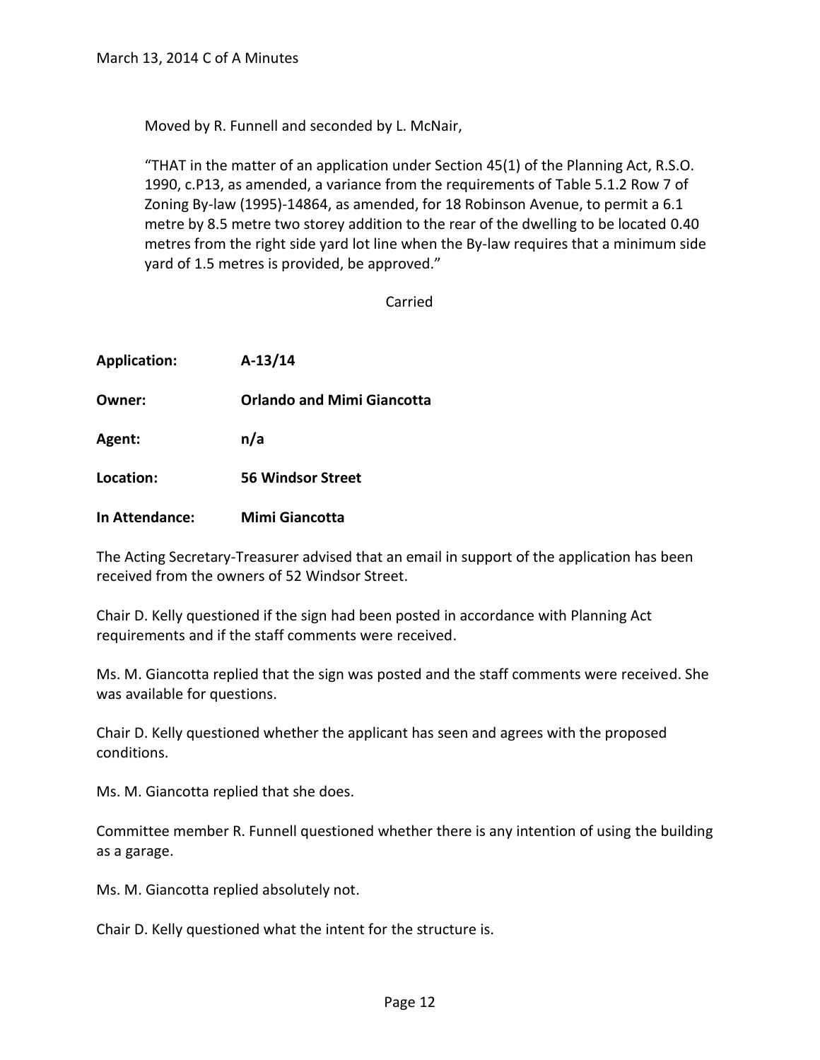Moved by R. Funnell and seconded by L. McNair,

"THAT in the matter of an application under Section 45(1) of the Planning Act, R.S.O. 1990, c.P13, as amended, a variance from the requirements of Table 5.1.2 Row 7 of Zoning By-law (1995)-14864, as amended, for 18 Robinson Avenue, to permit a 6.1 metre by 8.5 metre two storey addition to the rear of the dwelling to be located 0.40 metres from the right side yard lot line when the By-law requires that a minimum side yard of 1.5 metres is provided, be approved."

Carried

**Application:** **A-13/14**

**Owner:** **Orlando and Mimi Giancotta**

**Agent:** **n/a**

**Location:** **56 Windsor Street**

**In Attendance:** **Mimi Giancotta**

The Acting Secretary-Treasurer advised that an email in support of the application has been received from the owners of 52 Windsor Street.

Chair D. Kelly questioned if the sign had been posted in accordance with Planning Act requirements and if the staff comments were received.

Ms. M. Giancotta replied that the sign was posted and the staff comments were received. She was available for questions.

Chair D. Kelly questioned whether the applicant has seen and agrees with the proposed conditions.

Ms. M. Giancotta replied that she does.

Committee member R. Funnell questioned whether there is any intention of using the building as a garage.

Ms. M. Giancotta replied absolutely not.

Chair D. Kelly questioned what the intent for the structure is.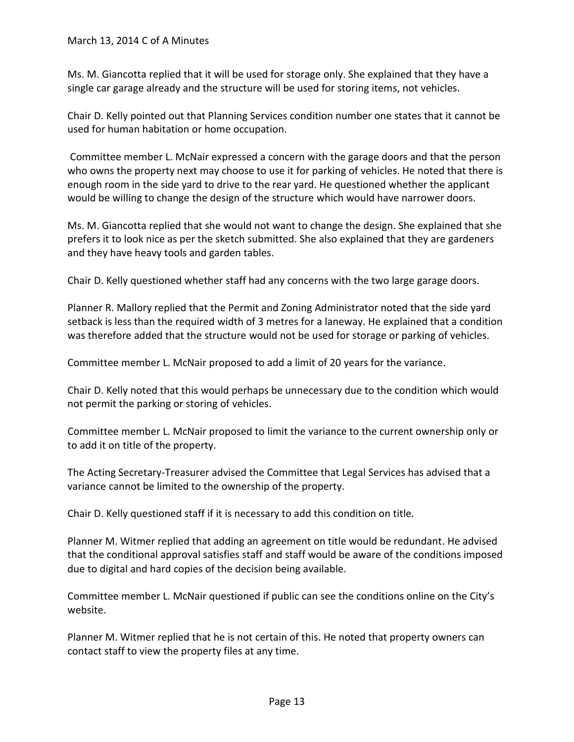Ms. M. Giancotta replied that it will be used for storage only. She explained that they have a single car garage already and the structure will be used for storing items, not vehicles.

Chair D. Kelly pointed out that Planning Services condition number one states that it cannot be used for human habitation or home occupation.

Committee member L. McNair expressed a concern with the garage doors and that the person who owns the property next may choose to use it for parking of vehicles. He noted that there is enough room in the side yard to drive to the rear yard. He questioned whether the applicant would be willing to change the design of the structure which would have narrower doors.

Ms. M. Giancotta replied that she would not want to change the design. She explained that she prefers it to look nice as per the sketch submitted. She also explained that they are gardeners and they have heavy tools and garden tables.

Chair D. Kelly questioned whether staff had any concerns with the two large garage doors.

Planner R. Mallory replied that the Permit and Zoning Administrator noted that the side yard setback is less than the required width of 3 metres for a laneway. He explained that a condition was therefore added that the structure would not be used for storage or parking of vehicles.

Committee member L. McNair proposed to add a limit of 20 years for the variance.

Chair D. Kelly noted that this would perhaps be unnecessary due to the condition which would not permit the parking or storing of vehicles.

Committee member L. McNair proposed to limit the variance to the current ownership only or to add it on title of the property.

The Acting Secretary-Treasurer advised the Committee that Legal Services has advised that a variance cannot be limited to the ownership of the property.

Chair D. Kelly questioned staff if it is necessary to add this condition on title.

Planner M. Witmer replied that adding an agreement on title would be redundant. He advised that the conditional approval satisfies staff and staff would be aware of the conditions imposed due to digital and hard copies of the decision being available.

Committee member L. McNair questioned if public can see the conditions online on the City's website.

Planner M. Witmer replied that he is not certain of this. He noted that property owners can contact staff to view the property files at any time.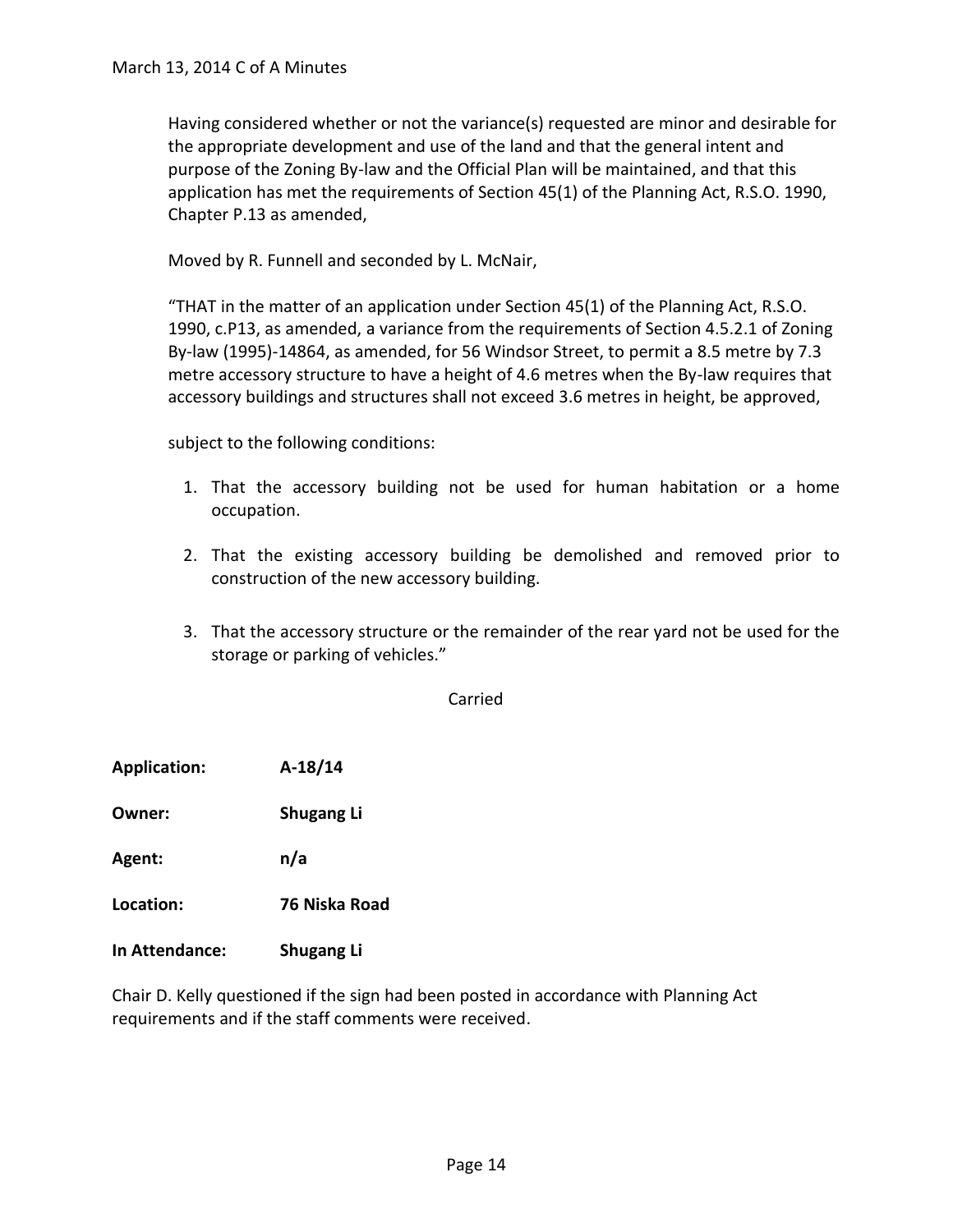Having considered whether or not the variance(s) requested are minor and desirable for the appropriate development and use of the land and that the general intent and purpose of the Zoning By-law and the Official Plan will be maintained, and that this application has met the requirements of Section 45(1) of the Planning Act, R.S.O. 1990, Chapter P.13 as amended,

Moved by R. Funnell and seconded by L. McNair,

"THAT in the matter of an application under Section 45(1) of the Planning Act, R.S.O. 1990, c.P13, as amended, a variance from the requirements of Section 4.5.2.1 of Zoning By-law (1995)-14864, as amended, for 56 Windsor Street, to permit a 8.5 metre by 7.3 metre accessory structure to have a height of 4.6 metres when the By-law requires that accessory buildings and structures shall not exceed 3.6 metres in height, be approved,

subject to the following conditions:

1. That the accessory building not be used for human habitation or a home occupation.
2. That the existing accessory building be demolished and removed prior to construction of the new accessory building.
3. That the accessory structure or the remainder of the rear yard not be used for the storage or parking of vehicles."

Carried

**Application:** **A-18/14**

**Owner:** **Shugang Li**

**Agent:** **n/a**

**Location:** **76 Niska Road**

**In Attendance:** **Shugang Li**

Chair D. Kelly questioned if the sign had been posted in accordance with Planning Act requirements and if the staff comments were received.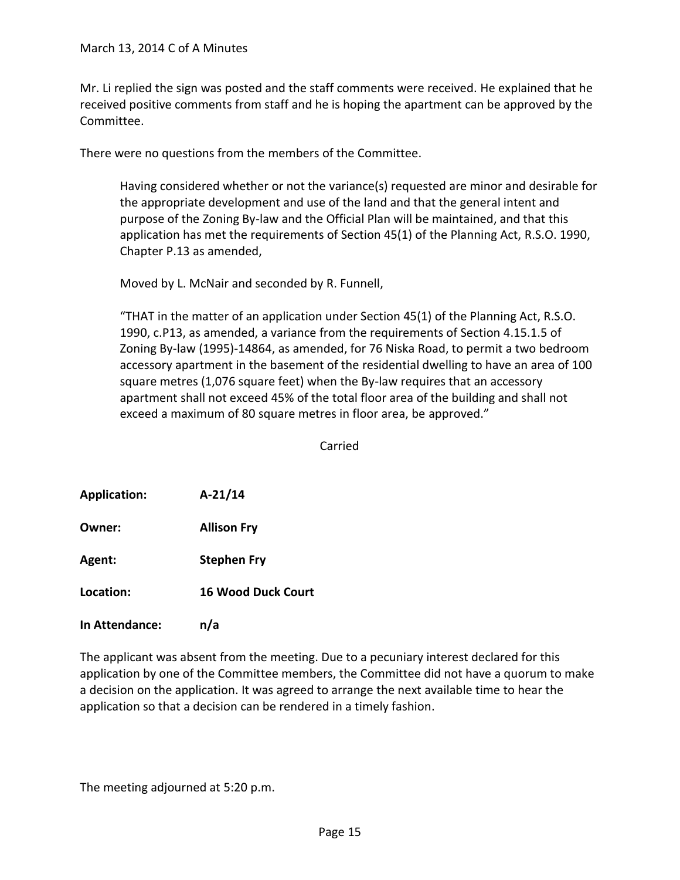Mr. Li replied the sign was posted and the staff comments were received. He explained that he received positive comments from staff and he is hoping the apartment can be approved by the Committee.

There were no questions from the members of the Committee.

> Having considered whether or not the variance(s) requested are minor and desirable for the appropriate development and use of the land and that the general intent and purpose of the Zoning By-law and the Official Plan will be maintained, and that this application has met the requirements of Section 45(1) of the Planning Act, R.S.O. 1990, Chapter P.13 as amended,
>
> Moved by L. McNair and seconded by R. Funnell,
>
> "THAT in the matter of an application under Section 45(1) of the Planning Act, R.S.O. 1990, c.P13, as amended, a variance from the requirements of Section 4.15.1.5 of Zoning By-law (1995)-14864, as amended, for 76 Niska Road, to permit a two bedroom accessory apartment in the basement of the residential dwelling to have an area of 100 square metres (1,076 square feet) when the By-law requires that an accessory apartment shall not exceed 45% of the total floor area of the building and shall not exceed a maximum of 80 square metres in floor area, be approved."

Carried

**Application:** **A-21/14**

**Owner:** **Allison Fry**

**Agent:** **Stephen Fry**

**Location:** **16 Wood Duck Court**

**In Attendance:** **n/a**

The applicant was absent from the meeting. Due to a pecuniary interest declared for this application by one of the Committee members, the Committee did not have a quorum to make a decision on the application. It was agreed to arrange the next available time to hear the application so that a decision can be rendered in a timely fashion.

The meeting adjourned at 5:20 p.m.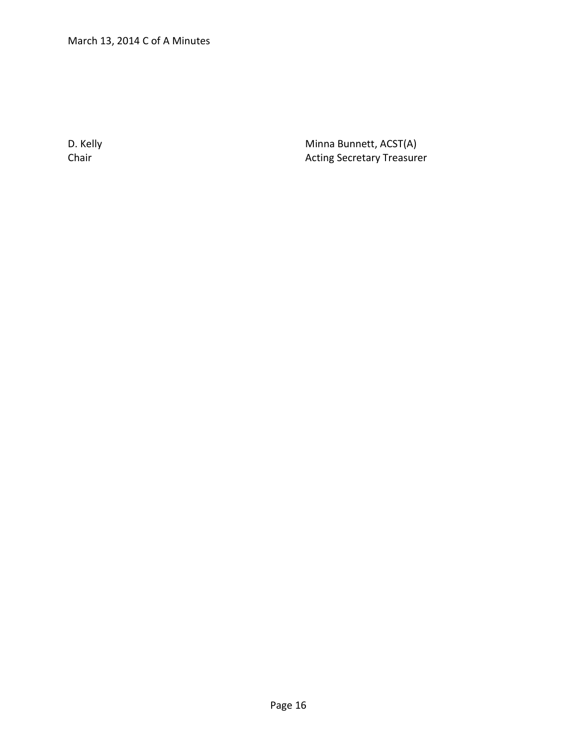D. Kelly
Chair

Minna Bunnett, ACST(A)
Acting Secretary Treasurer